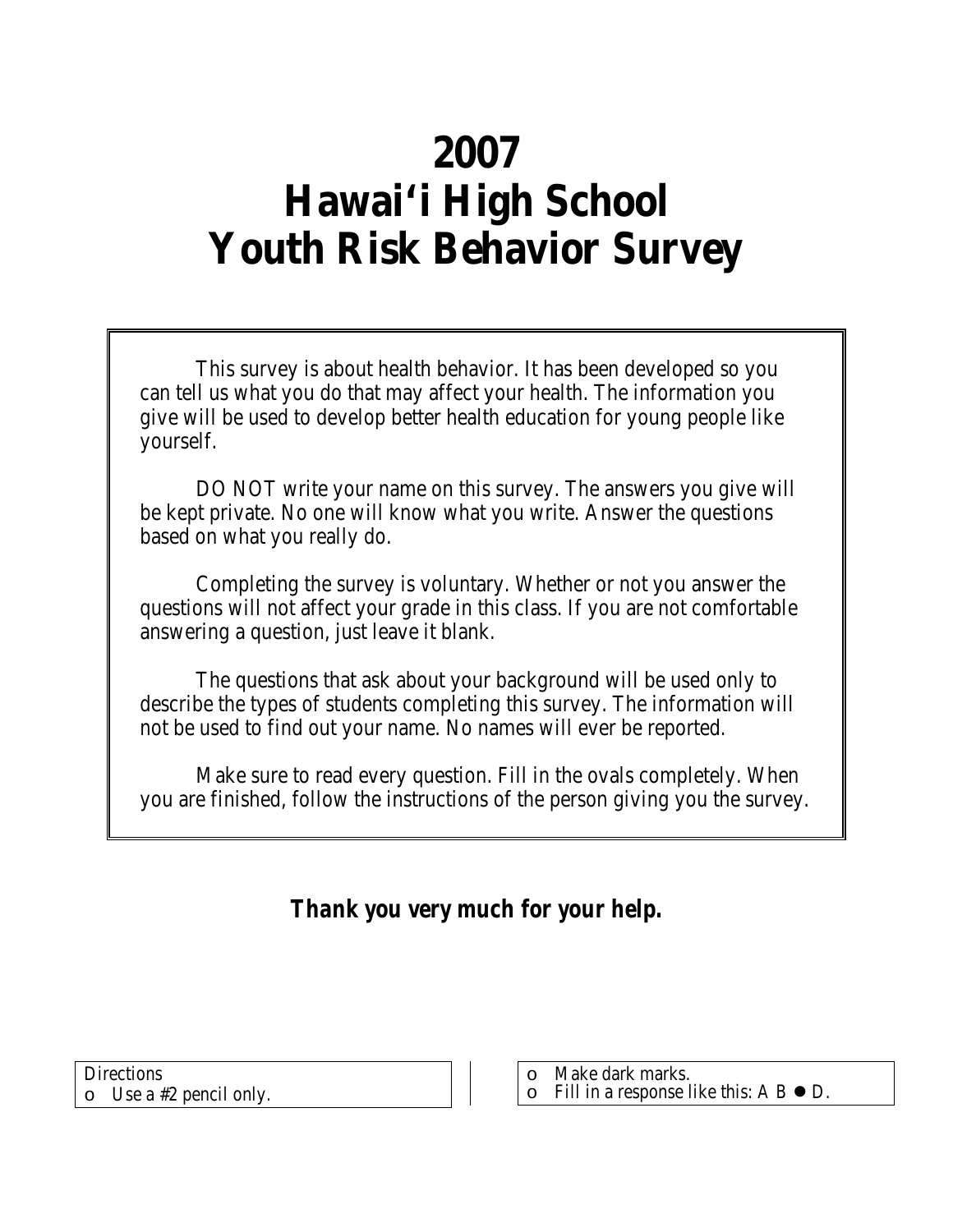# 2007
# Hawai'i High School
# Youth Risk Behavior Survey

This survey is about health behavior. It has been developed so you can tell us what you do that may affect your health. The information you give will be used to develop better health education for young people like yourself.

DO NOT write your name on this survey. The answers you give will be kept private. No one will know what you write. Answer the questions based on what you really do.

Completing the survey is voluntary. Whether or not you answer the questions will not affect your grade in this class. If you are not comfortable answering a question, just leave it blank.

The questions that ask about your background will be used only to describe the types of students completing this survey. The information will not be used to find out your name. No names will ever be reported.

Make sure to read every question. Fill in the ovals completely. When you are finished, follow the instructions of the person giving you the survey.

***Thank you very much for your help.***

Directions
- Use a #2 pencil only.
- Make dark marks.
- Fill in a response like this: A B ● D.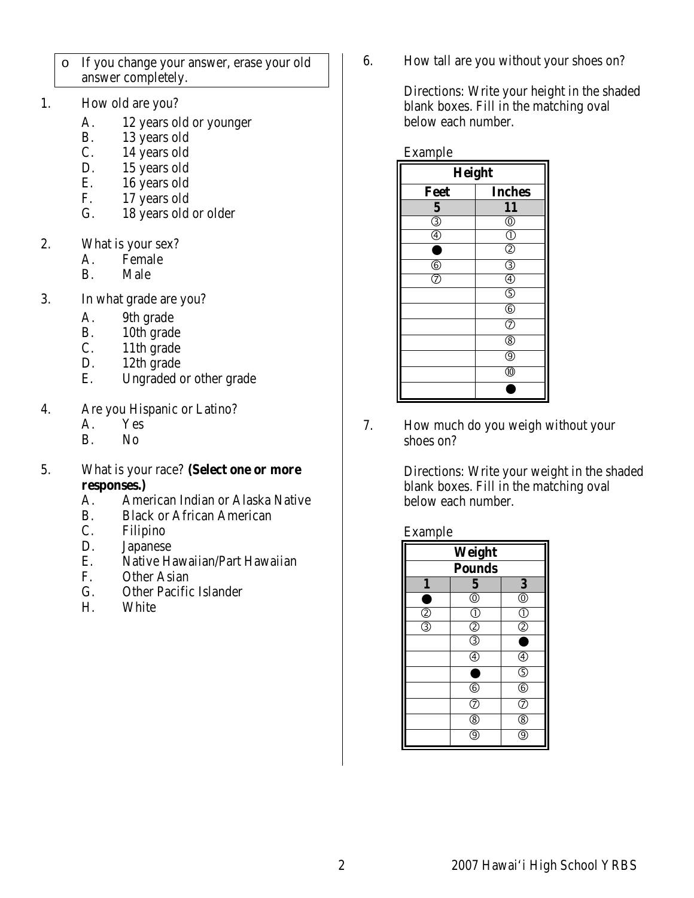- o If you change your answer, erase your old answer completely.

1. How old are you?
   - A. 12 years old or younger
   - B. 13 years old
   - C. 14 years old
   - D. 15 years old
   - E. 16 years old
   - F. 17 years old
   - G. 18 years old or older

2. What is your sex?
   - A. Female
   - B. Male

3. In what grade are you?
   - A. 9th grade
   - B. 10th grade
   - C. 11th grade
   - D. 12th grade
   - E. Ungraded or other grade

4. Are you Hispanic or Latino?
   - A. Yes
   - B. No

5. What is your race? **(Select one or more responses.)**
   - A. American Indian or Alaska Native
   - B. Black or African American
   - C. Filipino
   - D. Japanese
   - E. Native Hawaiian/Part Hawaiian
   - F. Other Asian
   - G. Other Pacific Islander
   - H. White

6. How tall are you without your shoes on?

   Directions: Write your height in the shaded blank boxes. Fill in the matching oval below each number.

   Example

| **Height** | |
|---|---|
| **Feet** | **Inches** |
| **5** | **11** |
| ③ | ⓪ |
| ④ | ① |
| ● | ② |
| ⑥ | ③ |
| ⑦ | ④ |
| | ⑤ |
| | ⑥ |
| | ⑦ |
| | ⑧ |
| | ⑨ |
| | ⑩ |
| | ● |

7. How much do you weigh without your shoes on?

   Directions: Write your weight in the shaded blank boxes. Fill in the matching oval below each number.

   Example

| **Weight** | | |
|---|---|---|
| **Pounds** | | |
| **1** | **5** | **3** |
| ● | ⓪ | ⓪ |
| ② | ① | ① |
| ③ | ② | ② |
| | ③ | ● |
| | ④ | ④ |
| | ● | ⑤ |
| | ⑥ | ⑥ |
| | ⑦ | ⑦ |
| | ⑧ | ⑧ |
| | ⑨ | ⑨ |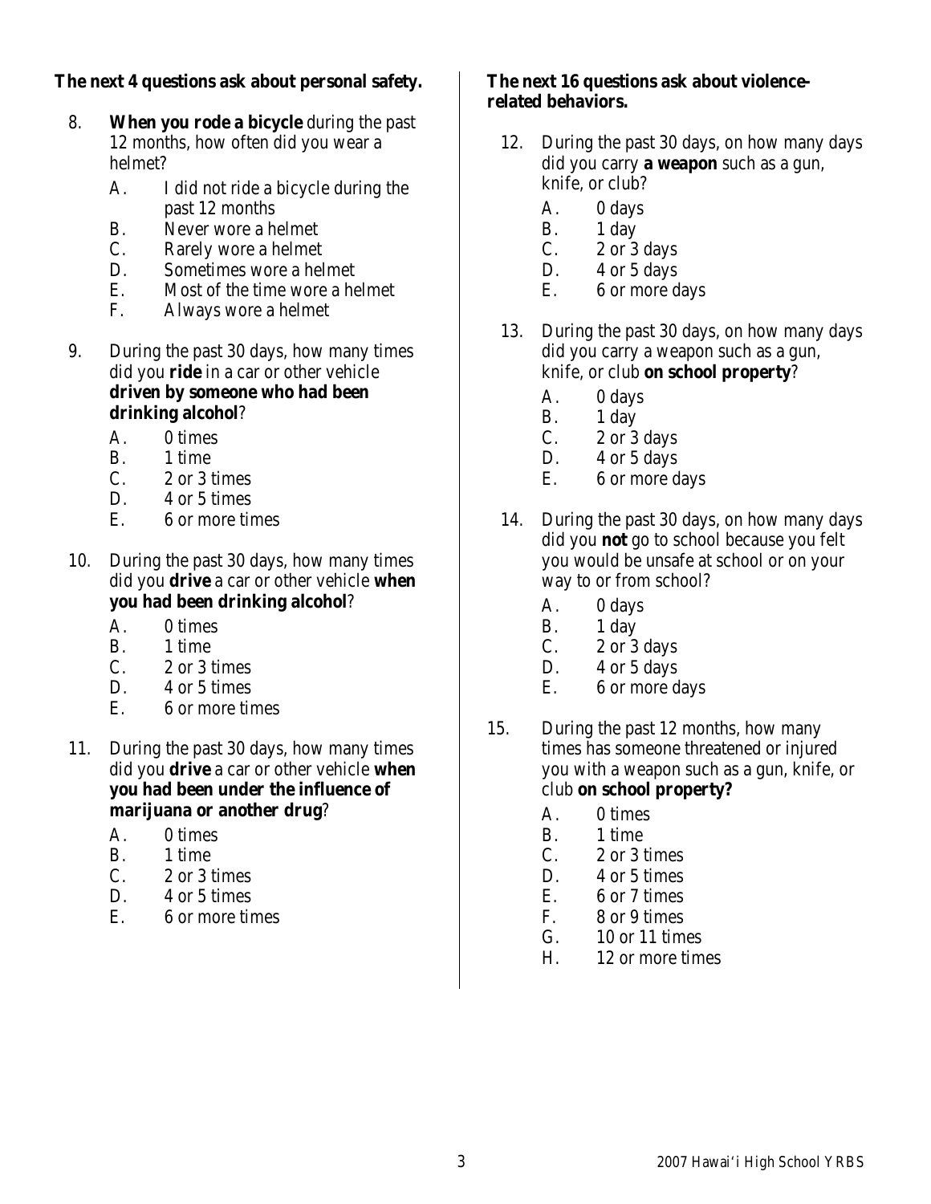**The next 4 questions ask about personal safety.**

8. **When you rode a bicycle** during the past 12 months, how often did you wear a helmet?
   - A. I did not ride a bicycle during the past 12 months
   - B. Never wore a helmet
   - C. Rarely wore a helmet
   - D. Sometimes wore a helmet
   - E. Most of the time wore a helmet
   - F. Always wore a helmet

9. During the past 30 days, how many times did you **ride** in a car or other vehicle **driven by someone who had been drinking alcohol**?
   - A. 0 times
   - B. 1 time
   - C. 2 or 3 times
   - D. 4 or 5 times
   - E. 6 or more times

10. During the past 30 days, how many times did you **drive** a car or other vehicle **when you had been drinking alcohol**?
    - A. 0 times
    - B. 1 time
    - C. 2 or 3 times
    - D. 4 or 5 times
    - E. 6 or more times

11. During the past 30 days, how many times did you **drive** a car or other vehicle **when you had been under the influence of marijuana or another drug**?
    - A. 0 times
    - B. 1 time
    - C. 2 or 3 times
    - D. 4 or 5 times
    - E. 6 or more times

**The next 16 questions ask about violence-related behaviors.**

12. During the past 30 days, on how many days did you carry **a weapon** such as a gun, knife, or club?
    - A. 0 days
    - B. 1 day
    - C. 2 or 3 days
    - D. 4 or 5 days
    - E. 6 or more days

13. During the past 30 days, on how many days did you carry a weapon such as a gun, knife, or club **on school property**?
    - A. 0 days
    - B. 1 day
    - C. 2 or 3 days
    - D. 4 or 5 days
    - E. 6 or more days

14. During the past 30 days, on how many days did you **not** go to school because you felt you would be unsafe at school or on your way to or from school?
    - A. 0 days
    - B. 1 day
    - C. 2 or 3 days
    - D. 4 or 5 days
    - E. 6 or more days

15. During the past 12 months, how many times has someone threatened or injured you with a weapon such as a gun, knife, or club **on school property?**
    - A. 0 times
    - B. 1 time
    - C. 2 or 3 times
    - D. 4 or 5 times
    - E. 6 or 7 times
    - F. 8 or 9 times
    - G. 10 or 11 times
    - H. 12 or more times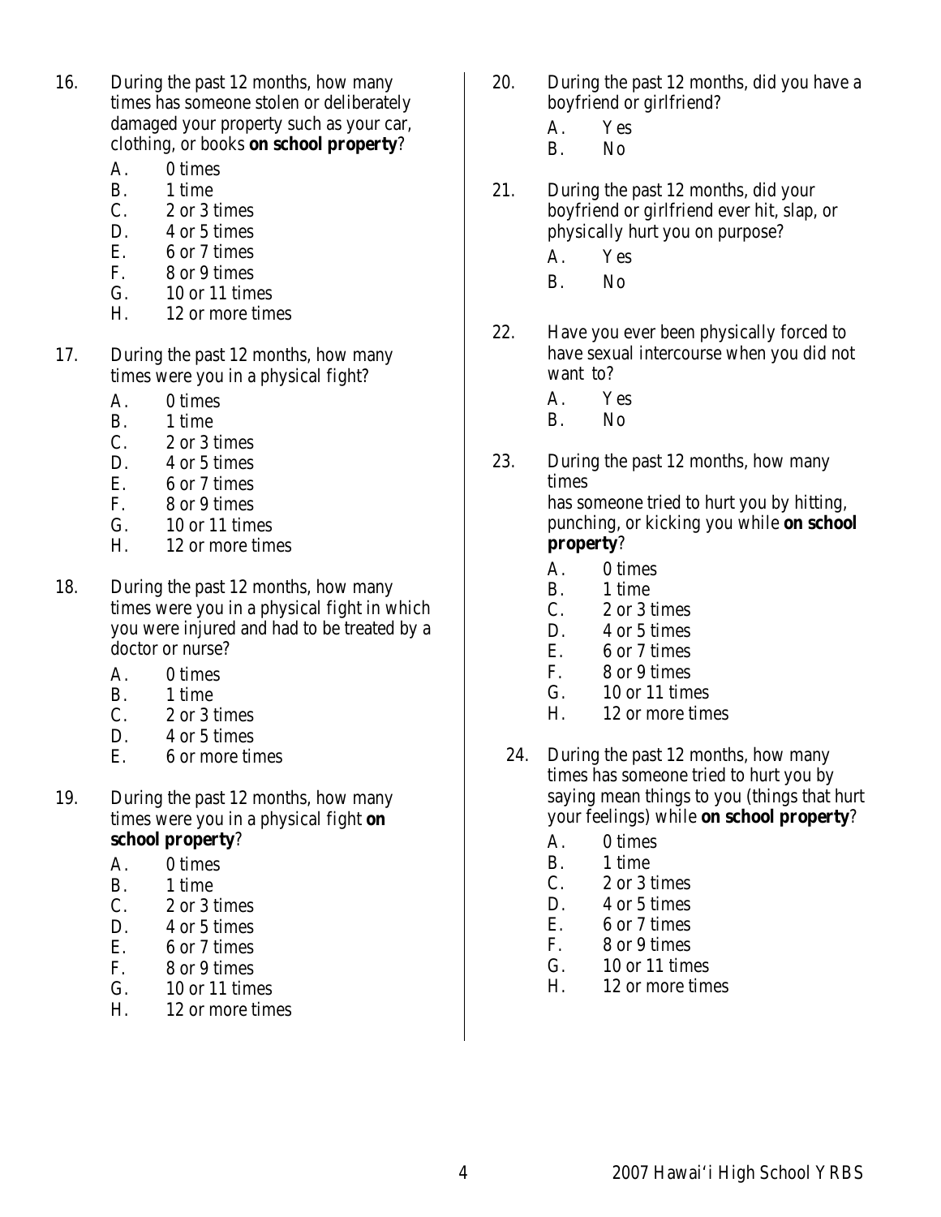16. During the past 12 months, how many times has someone stolen or deliberately damaged your property such as your car, clothing, or books **on school property**?

    A. 0 times
    B. 1 time
    C. 2 or 3 times
    D. 4 or 5 times
    E. 6 or 7 times
    F. 8 or 9 times
    G. 10 or 11 times
    H. 12 or more times

17. During the past 12 months, how many times were you in a physical fight?

    A. 0 times
    B. 1 time
    C. 2 or 3 times
    D. 4 or 5 times
    E. 6 or 7 times
    F. 8 or 9 times
    G. 10 or 11 times
    H. 12 or more times

18. During the past 12 months, how many times were you in a physical fight in which you were injured and had to be treated by a doctor or nurse?

    A. 0 times
    B. 1 time
    C. 2 or 3 times
    D. 4 or 5 times
    E. 6 or more times

19. During the past 12 months, how many times were you in a physical fight **on school property**?

    A. 0 times
    B. 1 time
    C. 2 or 3 times
    D. 4 or 5 times
    E. 6 or 7 times
    F. 8 or 9 times
    G. 10 or 11 times
    H. 12 or more times

20. During the past 12 months, did you have a boyfriend or girlfriend?

    A. Yes
    B. No

21. During the past 12 months, did your boyfriend or girlfriend ever hit, slap, or physically hurt you on purpose?

    A. Yes
    B. No

22. Have you ever been physically forced to have sexual intercourse when you did not want to?

    A. Yes
    B. No

23. During the past 12 months, how many times has someone tried to hurt you by hitting, punching, or kicking you while **on school property**?

    A. 0 times
    B. 1 time
    C. 2 or 3 times
    D. 4 or 5 times
    E. 6 or 7 times
    F. 8 or 9 times
    G. 10 or 11 times
    H. 12 or more times

24. During the past 12 months, how many times has someone tried to hurt you by saying mean things to you (things that hurt your feelings) while **on school property**?

    A. 0 times
    B. 1 time
    C. 2 or 3 times
    D. 4 or 5 times
    E. 6 or 7 times
    F. 8 or 9 times
    G. 10 or 11 times
    H. 12 or more times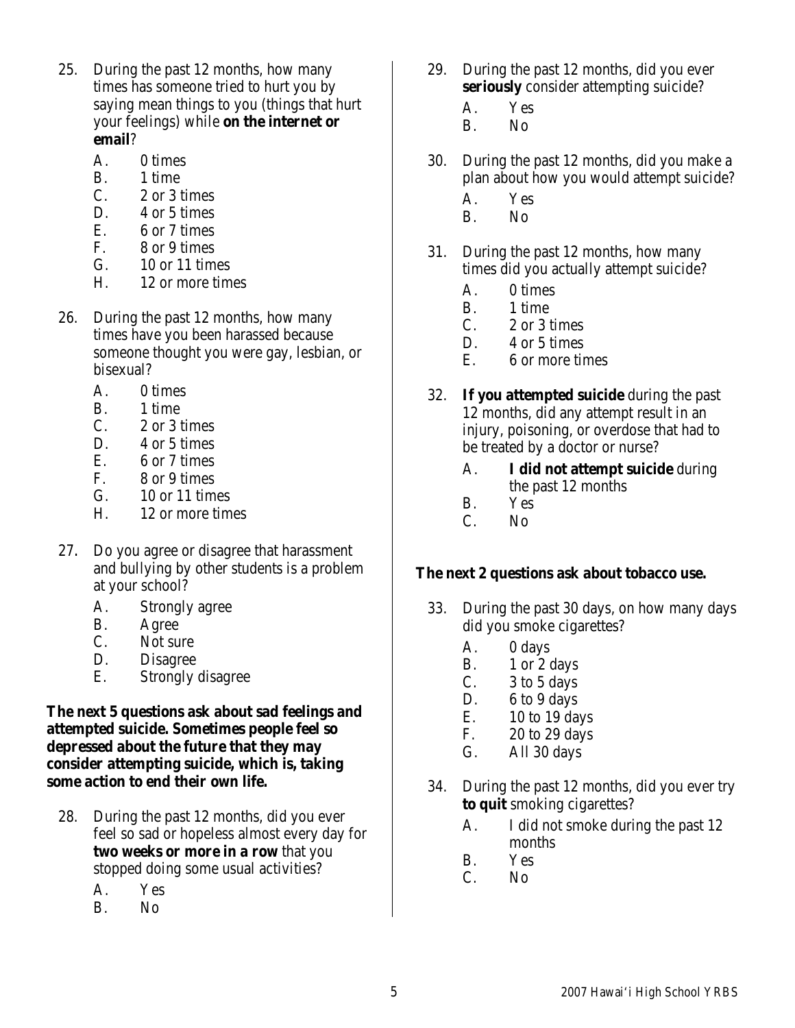25. During the past 12 months, how many times has someone tried to hurt you by saying mean things to you (things that hurt your feelings) while **on the internet or email**?

    A. 0 times
    B. 1 time
    C. 2 or 3 times
    D. 4 or 5 times
    E. 6 or 7 times
    F. 8 or 9 times
    G. 10 or 11 times
    H. 12 or more times

26. During the past 12 months, how many times have you been harassed because someone thought you were gay, lesbian, or bisexual?

    A. 0 times
    B. 1 time
    C. 2 or 3 times
    D. 4 or 5 times
    E. 6 or 7 times
    F. 8 or 9 times
    G. 10 or 11 times
    H. 12 or more times

27. Do you agree or disagree that harassment and bullying by other students is a problem at your school?

    A. Strongly agree
    B. Agree
    C. Not sure
    D. Disagree
    E. Strongly disagree

**The next 5 questions ask about sad feelings and attempted suicide. Sometimes people feel so depressed about the future that they may consider attempting suicide, which is, taking some action to end their own life.**

28. During the past 12 months, did you ever feel so sad or hopeless almost every day for **two weeks or more in a row** that you stopped doing some usual activities?

    A. Yes
    B. No

29. During the past 12 months, did you ever **seriously** consider attempting suicide?

    A. Yes
    B. No

30. During the past 12 months, did you make a plan about how you would attempt suicide?

    A. Yes
    B. No

31. During the past 12 months, how many times did you actually attempt suicide?

    A. 0 times
    B. 1 time
    C. 2 or 3 times
    D. 4 or 5 times
    E. 6 or more times

32. **If you attempted suicide** during the past 12 months, did any attempt result in an injury, poisoning, or overdose that had to be treated by a doctor or nurse?

    A. **I did not attempt suicide** during the past 12 months
    B. Yes
    C. No

**The next 2 questions ask about tobacco use.**

33. During the past 30 days, on how many days did you smoke cigarettes?

    A. 0 days
    B. 1 or 2 days
    C. 3 to 5 days
    D. 6 to 9 days
    E. 10 to 19 days
    F. 20 to 29 days
    G. All 30 days

34. During the past 12 months, did you ever try **to quit** smoking cigarettes?

    A. I did not smoke during the past 12 months
    B. Yes
    C. No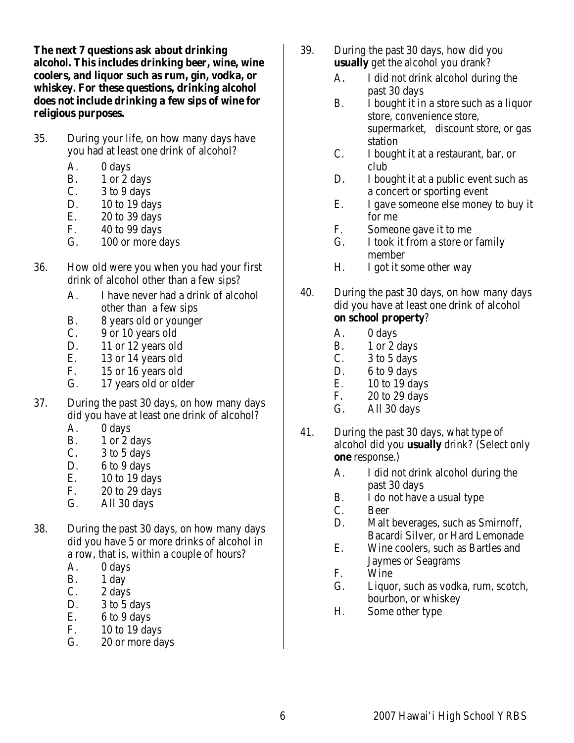**The next 7 questions ask about drinking alcohol. This includes drinking beer, wine, wine coolers, and liquor such as rum, gin, vodka, or whiskey. For these questions, drinking alcohol does not include drinking a few sips of wine for religious purposes.**

35. During your life, on how many days have you had at least one drink of alcohol?
    - A. 0 days
    - B. 1 or 2 days
    - C. 3 to 9 days
    - D. 10 to 19 days
    - E. 20 to 39 days
    - F. 40 to 99 days
    - G. 100 or more days

36. How old were you when you had your first drink of alcohol other than a few sips?
    - A. I have never had a drink of alcohol other than a few sips
    - B. 8 years old or younger
    - C. 9 or 10 years old
    - D. 11 or 12 years old
    - E. 13 or 14 years old
    - F. 15 or 16 years old
    - G. 17 years old or older

37. During the past 30 days, on how many days did you have at least one drink of alcohol?
    - A. 0 days
    - B. 1 or 2 days
    - C. 3 to 5 days
    - D. 6 to 9 days
    - E. 10 to 19 days
    - F. 20 to 29 days
    - G. All 30 days

38. During the past 30 days, on how many days did you have 5 or more drinks of alcohol in a row, that is, within a couple of hours?
    - A. 0 days
    - B. 1 day
    - C. 2 days
    - D. 3 to 5 days
    - E. 6 to 9 days
    - F. 10 to 19 days
    - G. 20 or more days

39. During the past 30 days, how did you **usually** get the alcohol you drank?
    - A. I did not drink alcohol during the past 30 days
    - B. I bought it in a store such as a liquor store, convenience store, supermarket, discount store, or gas station
    - C. I bought it at a restaurant, bar, or club
    - D. I bought it at a public event such as a concert or sporting event
    - E. I gave someone else money to buy it for me
    - F. Someone gave it to me
    - G. I took it from a store or family member
    - H. I got it some other way

40. During the past 30 days, on how many days did you have at least one drink of alcohol **on school property**?
    - A. 0 days
    - B. 1 or 2 days
    - C. 3 to 5 days
    - D. 6 to 9 days
    - E. 10 to 19 days
    - F. 20 to 29 days
    - G. All 30 days

41. During the past 30 days, what type of alcohol did you **usually** drink? (Select only **one** response.)
    - A. I did not drink alcohol during the past 30 days
    - B. I do not have a usual type
    - C. Beer
    - D. Malt beverages, such as Smirnoff, Bacardi Silver, or Hard Lemonade
    - E. Wine coolers, such as Bartles and Jaymes or Seagrams
    - F. Wine
    - G. Liquor, such as vodka, rum, scotch, bourbon, or whiskey
    - H. Some other type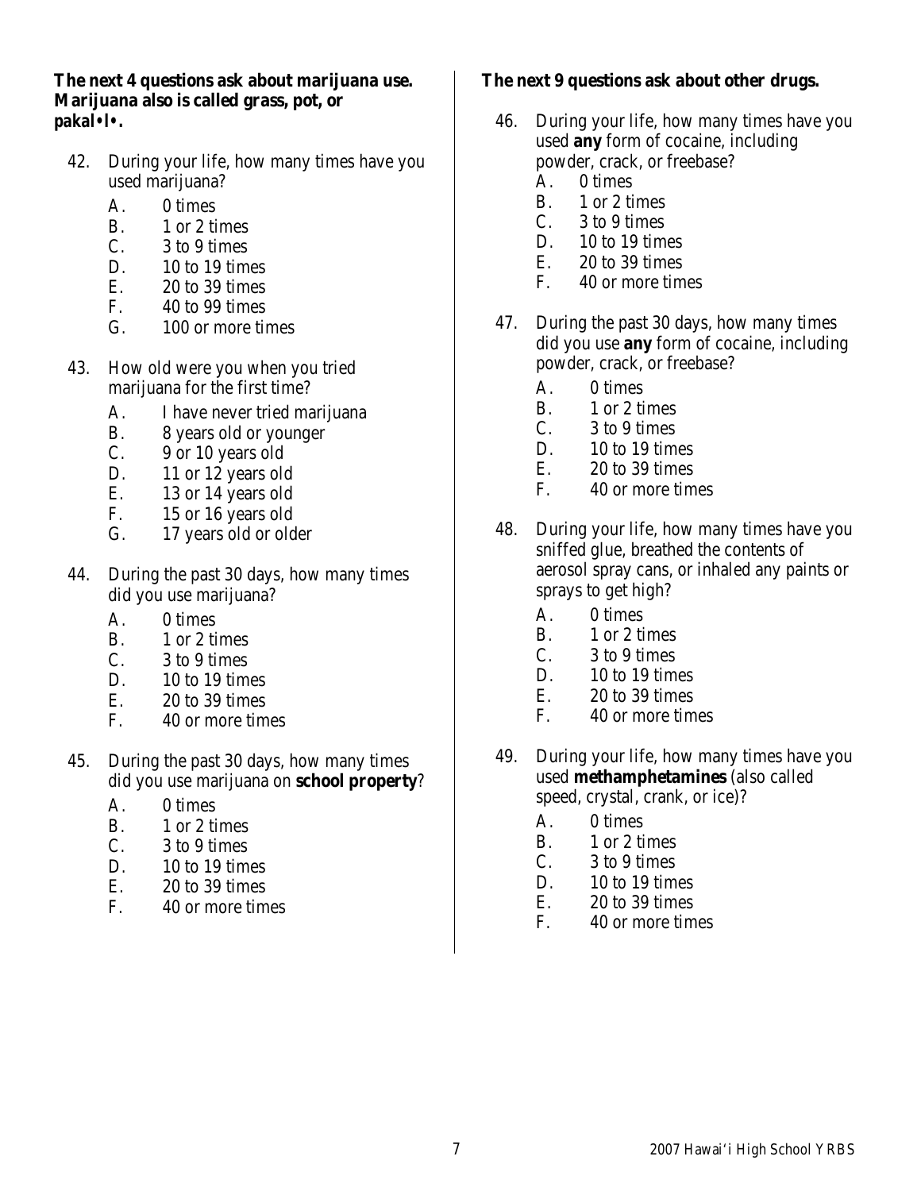**The next 4 questions ask about marijuana use. Marijuana also is called grass, pot, or pakal•l•.**

42. During your life, how many times have you used marijuana?
    - A. 0 times
    - B. 1 or 2 times
    - C. 3 to 9 times
    - D. 10 to 19 times
    - E. 20 to 39 times
    - F. 40 to 99 times
    - G. 100 or more times

43. How old were you when you tried marijuana for the first time?
    - A. I have never tried marijuana
    - B. 8 years old or younger
    - C. 9 or 10 years old
    - D. 11 or 12 years old
    - E. 13 or 14 years old
    - F. 15 or 16 years old
    - G. 17 years old or older

44. During the past 30 days, how many times did you use marijuana?
    - A. 0 times
    - B. 1 or 2 times
    - C. 3 to 9 times
    - D. 10 to 19 times
    - E. 20 to 39 times
    - F. 40 or more times

45. During the past 30 days, how many times did you use marijuana on **school property**?
    - A. 0 times
    - B. 1 or 2 times
    - C. 3 to 9 times
    - D. 10 to 19 times
    - E. 20 to 39 times
    - F. 40 or more times

**The next 9 questions ask about other drugs.**

46. During your life, how many times have you used **any** form of cocaine, including powder, crack, or freebase?
    - A. 0 times
    - B. 1 or 2 times
    - C. 3 to 9 times
    - D. 10 to 19 times
    - E. 20 to 39 times
    - F. 40 or more times

47. During the past 30 days, how many times did you use **any** form of cocaine, including powder, crack, or freebase?
    - A. 0 times
    - B. 1 or 2 times
    - C. 3 to 9 times
    - D. 10 to 19 times
    - E. 20 to 39 times
    - F. 40 or more times

48. During your life, how many times have you sniffed glue, breathed the contents of aerosol spray cans, or inhaled any paints or sprays to get high?
    - A. 0 times
    - B. 1 or 2 times
    - C. 3 to 9 times
    - D. 10 to 19 times
    - E. 20 to 39 times
    - F. 40 or more times

49. During your life, how many times have you used **methamphetamines** (also called speed, crystal, crank, or ice)?
    - A. 0 times
    - B. 1 or 2 times
    - C. 3 to 9 times
    - D. 10 to 19 times
    - E. 20 to 39 times
    - F. 40 or more times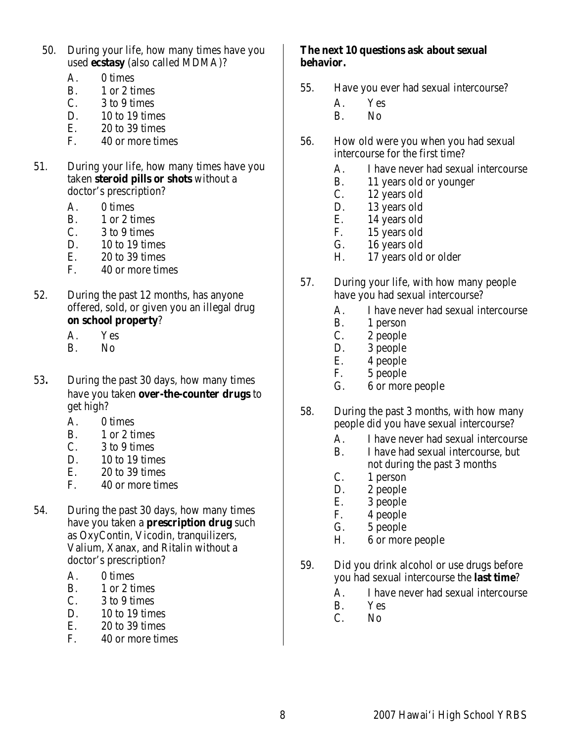50. During your life, how many times have you used **ecstasy** (also called MDMA)?
    - A. 0 times
    - B. 1 or 2 times
    - C. 3 to 9 times
    - D. 10 to 19 times
    - E. 20 to 39 times
    - F. 40 or more times

51. During your life, how many times have you taken **steroid pills or shots** without a doctor's prescription?
    - A. 0 times
    - B. 1 or 2 times
    - C. 3 to 9 times
    - D. 10 to 19 times
    - E. 20 to 39 times
    - F. 40 or more times

52. During the past 12 months, has anyone offered, sold, or given you an illegal drug **on school property**?
    - A. Yes
    - B. No

53. During the past 30 days, how many times have you taken **over-the-counter drugs** to get high?
    - A. 0 times
    - B. 1 or 2 times
    - C. 3 to 9 times
    - D. 10 to 19 times
    - E. 20 to 39 times
    - F. 40 or more times

54. During the past 30 days, how many times have you taken a **prescription drug** such as OxyContin, Vicodin, tranquilizers, Valium, Xanax, and Ritalin without a doctor's prescription?
    - A. 0 times
    - B. 1 or 2 times
    - C. 3 to 9 times
    - D. 10 to 19 times
    - E. 20 to 39 times
    - F. 40 or more times

**The next 10 questions ask about sexual behavior.**

55. Have you ever had sexual intercourse?
    - A. Yes
    - B. No

56. How old were you when you had sexual intercourse for the first time?
    - A. I have never had sexual intercourse
    - B. 11 years old or younger
    - C. 12 years old
    - D. 13 years old
    - E. 14 years old
    - F. 15 years old
    - G. 16 years old
    - H. 17 years old or older

57. During your life, with how many people have you had sexual intercourse?
    - A. I have never had sexual intercourse
    - B. 1 person
    - C. 2 people
    - D. 3 people
    - E. 4 people
    - F. 5 people
    - G. 6 or more people

58. During the past 3 months, with how many people did you have sexual intercourse?
    - A. I have never had sexual intercourse
    - B. I have had sexual intercourse, but not during the past 3 months
    - C. 1 person
    - D. 2 people
    - E. 3 people
    - F. 4 people
    - G. 5 people
    - H. 6 or more people

59. Did you drink alcohol or use drugs before you had sexual intercourse the **last time**?
    - A. I have never had sexual intercourse
    - B. Yes
    - C. No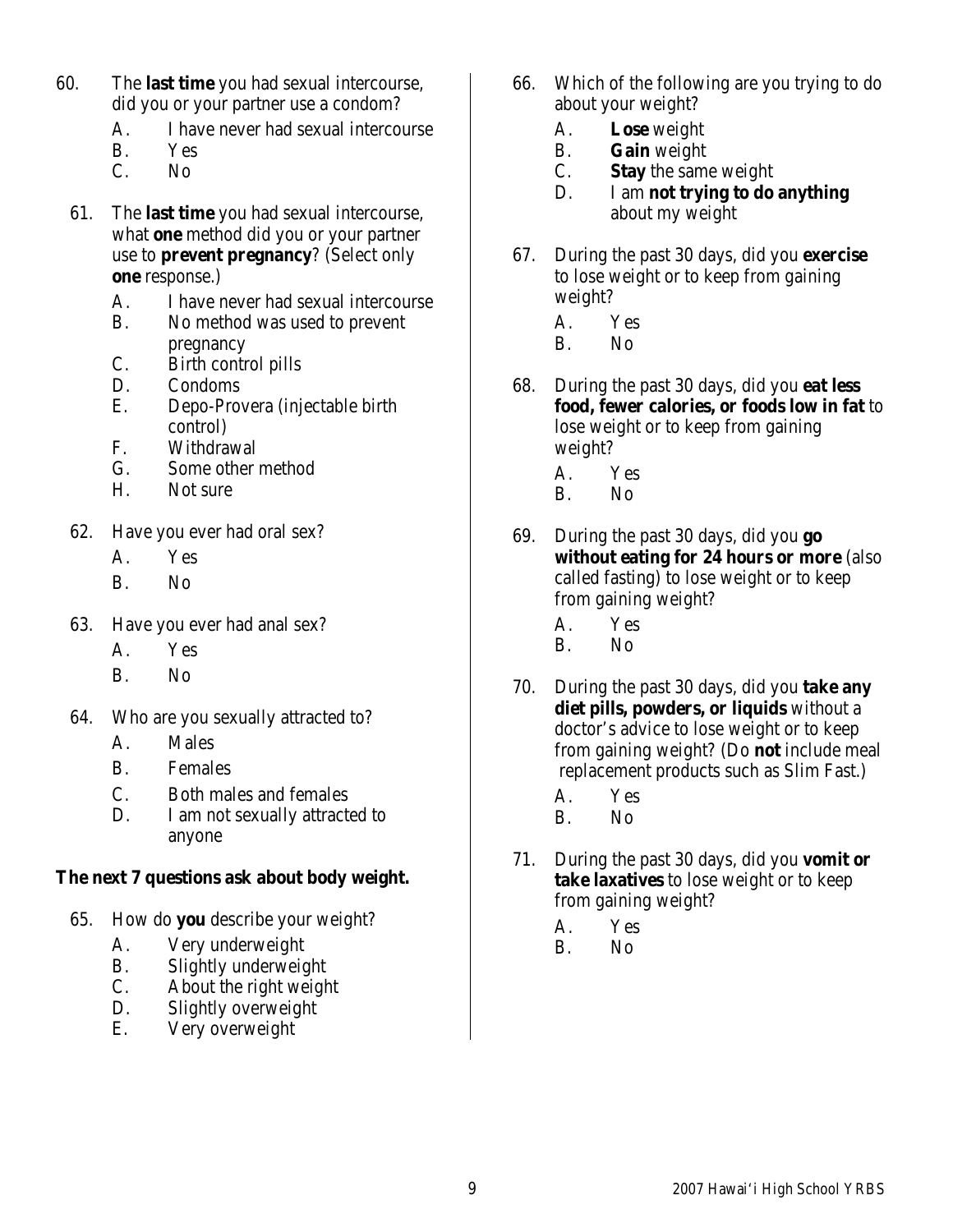60. The **last time** you had sexual intercourse, did you or your partner use a condom?
    - A. I have never had sexual intercourse
    - B. Yes
    - C. No

61. The **last time** you had sexual intercourse, what **one** method did you or your partner use to ***prevent pregnancy***? (Select only **one** response.)
    - A. I have never had sexual intercourse
    - B. No method was used to prevent pregnancy
    - C. Birth control pills
    - D. Condoms
    - E. Depo-Provera (injectable birth control)
    - F. Withdrawal
    - G. Some other method
    - H. Not sure

62. Have you ever had oral sex?
    - A. Yes
    - B. No

63. Have you ever had anal sex?
    - A. Yes
    - B. No

64. Who are you sexually attracted to?
    - A. Males
    - B. Females
    - C. Both males and females
    - D. I am not sexually attracted to anyone

**The next 7 questions ask about body weight.**

65. How do **you** describe your weight?
    - A. Very underweight
    - B. Slightly underweight
    - C. About the right weight
    - D. Slightly overweight
    - E. Very overweight

66. Which of the following are you trying to do about your weight?
    - A. **Lose** weight
    - B. **Gain** weight
    - C. **Stay** the same weight
    - D. I am **not trying to do anything** about my weight

67. During the past 30 days, did you **exercise** to lose weight or to keep from gaining weight?
    - A. Yes
    - B. No

68. During the past 30 days, did you **eat less food, fewer calories, or foods low in fat** to lose weight or to keep from gaining weight?
    - A. Yes
    - B. No

69. During the past 30 days, did you **go without eating for 24 hours or more** (also called fasting) to lose weight or to keep from gaining weight?
    - A. Yes
    - B. No

70. During the past 30 days, did you **take any diet pills, powders, or liquids** without a doctor's advice to lose weight or to keep from gaining weight? (Do **not** include meal replacement products such as Slim Fast.)
    - A. Yes
    - B. No

71. During the past 30 days, did you **vomit or take laxatives** to lose weight or to keep from gaining weight?
    - A. Yes
    - B. No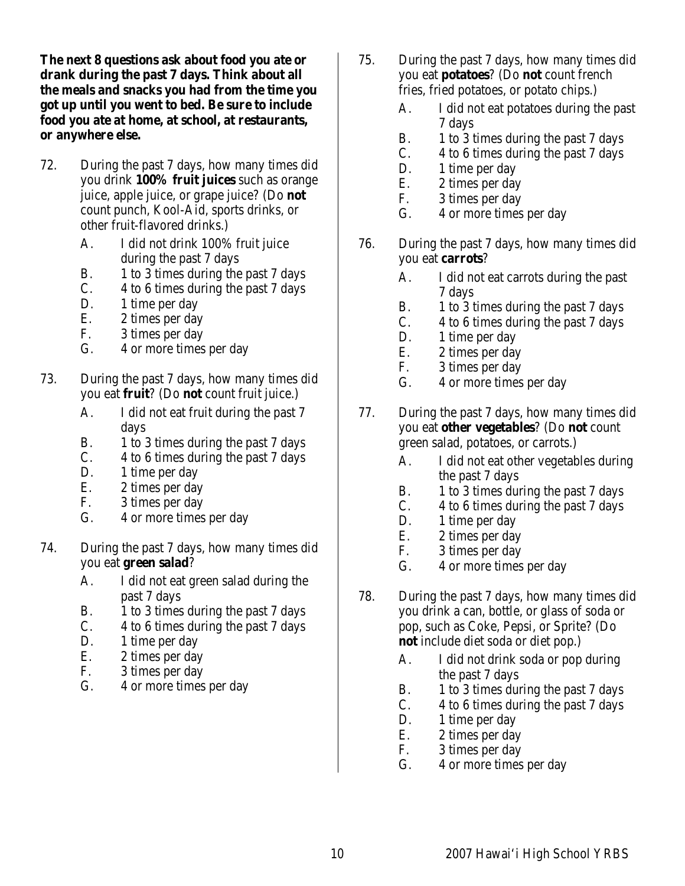**The next 8 questions ask about food you ate or drank during the past 7 days. Think about all the meals and snacks you had from the time you got up until you went to bed. Be sure to include food you ate at home, at school, at restaurants, or anywhere else.**

72. During the past 7 days, how many times did you drink **100% fruit juices** such as orange juice, apple juice, or grape juice? (Do **not** count punch, Kool-Aid, sports drinks, or other fruit-flavored drinks.)

    A. I did not drink 100% fruit juice during the past 7 days
    B. 1 to 3 times during the past 7 days
    C. 4 to 6 times during the past 7 days
    D. 1 time per day
    E. 2 times per day
    F. 3 times per day
    G. 4 or more times per day

73. During the past 7 days, how many times did you eat **fruit**? (Do **not** count fruit juice.)

    A. I did not eat fruit during the past 7 days
    B. 1 to 3 times during the past 7 days
    C. 4 to 6 times during the past 7 days
    D. 1 time per day
    E. 2 times per day
    F. 3 times per day
    G. 4 or more times per day

74. During the past 7 days, how many times did you eat **green salad**?

    A. I did not eat green salad during the past 7 days
    B. 1 to 3 times during the past 7 days
    C. 4 to 6 times during the past 7 days
    D. 1 time per day
    E. 2 times per day
    F. 3 times per day
    G. 4 or more times per day

75. During the past 7 days, how many times did you eat **potatoes**? (Do **not** count french fries, fried potatoes, or potato chips.)

    A. I did not eat potatoes during the past 7 days
    B. 1 to 3 times during the past 7 days
    C. 4 to 6 times during the past 7 days
    D. 1 time per day
    E. 2 times per day
    F. 3 times per day
    G. 4 or more times per day

76. During the past 7 days, how many times did you eat **carrots**?

    A. I did not eat carrots during the past 7 days
    B. 1 to 3 times during the past 7 days
    C. 4 to 6 times during the past 7 days
    D. 1 time per day
    E. 2 times per day
    F. 3 times per day
    G. 4 or more times per day

77. During the past 7 days, how many times did you eat **other vegetables**? (Do **not** count green salad, potatoes, or carrots.)

    A. I did not eat other vegetables during the past 7 days
    B. 1 to 3 times during the past 7 days
    C. 4 to 6 times during the past 7 days
    D. 1 time per day
    E. 2 times per day
    F. 3 times per day
    G. 4 or more times per day

78. During the past 7 days, how many times did you drink a can, bottle, or glass of soda or pop, such as Coke, Pepsi, or Sprite? (Do **not** include diet soda or diet pop.)

    A. I did not drink soda or pop during the past 7 days
    B. 1 to 3 times during the past 7 days
    C. 4 to 6 times during the past 7 days
    D. 1 time per day
    E. 2 times per day
    F. 3 times per day
    G. 4 or more times per day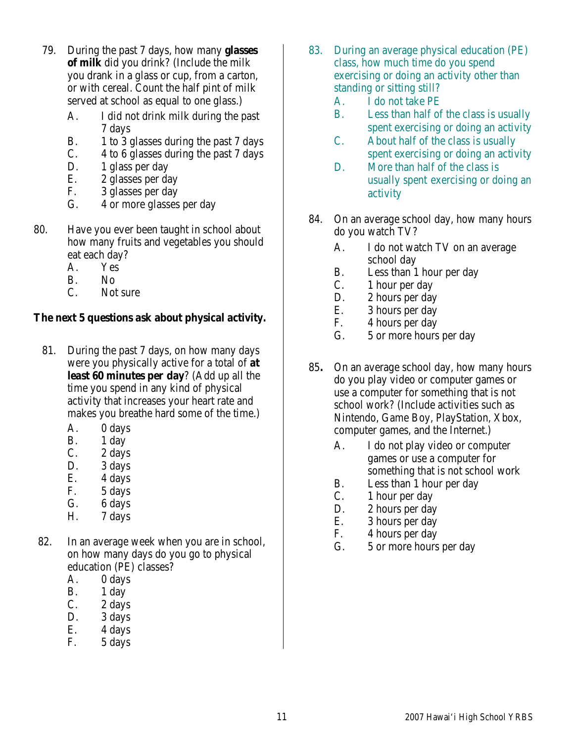79. During the past 7 days, how many **glasses of milk** did you drink? (Include the milk you drank in a glass or cup, from a carton, or with cereal. Count the half pint of milk served at school as equal to one glass.)
    - A. I did not drink milk during the past 7 days
    - B. 1 to 3 glasses during the past 7 days
    - C. 4 to 6 glasses during the past 7 days
    - D. 1 glass per day
    - E. 2 glasses per day
    - F. 3 glasses per day
    - G. 4 or more glasses per day

80. Have you ever been taught in school about how many fruits and vegetables you should eat each day?
    - A. Yes
    - B. No
    - C. Not sure

**The next 5 questions ask about physical activity.**

81. During the past 7 days, on how many days were you physically active for a total of **at least 60 minutes per day**? (Add up all the time you spend in any kind of physical activity that increases your heart rate and makes you breathe hard some of the time.)
    - A. 0 days
    - B. 1 day
    - C. 2 days
    - D. 3 days
    - E. 4 days
    - F. 5 days
    - G. 6 days
    - H. 7 days

82. In an average week when you are in school, on how many days do you go to physical education (PE) classes?
    - A. 0 days
    - B. 1 day
    - C. 2 days
    - D. 3 days
    - E. 4 days
    - F. 5 days

83. During an average physical education (PE) class, how much time do you spend exercising or doing an activity other than standing or sitting still?
    - A. I do not take PE
    - B. Less than half of the class is usually spent exercising or doing an activity
    - C. About half of the class is usually spent exercising or doing an activity
    - D. More than half of the class is usually spent exercising or doing an activity

84. On an average school day, how many hours do you watch TV?
    - A. I do not watch TV on an average school day
    - B. Less than 1 hour per day
    - C. 1 hour per day
    - D. 2 hours per day
    - E. 3 hours per day
    - F. 4 hours per day
    - G. 5 or more hours per day

85. On an average school day, how many hours do you play video or computer games or use a computer for something that is not school work? (Include activities such as Nintendo, Game Boy, PlayStation, Xbox, computer games, and the Internet.)
    - A. I do not play video or computer games or use a computer for something that is not school work
    - B. Less than 1 hour per day
    - C. 1 hour per day
    - D. 2 hours per day
    - E. 3 hours per day
    - F. 4 hours per day
    - G. 5 or more hours per day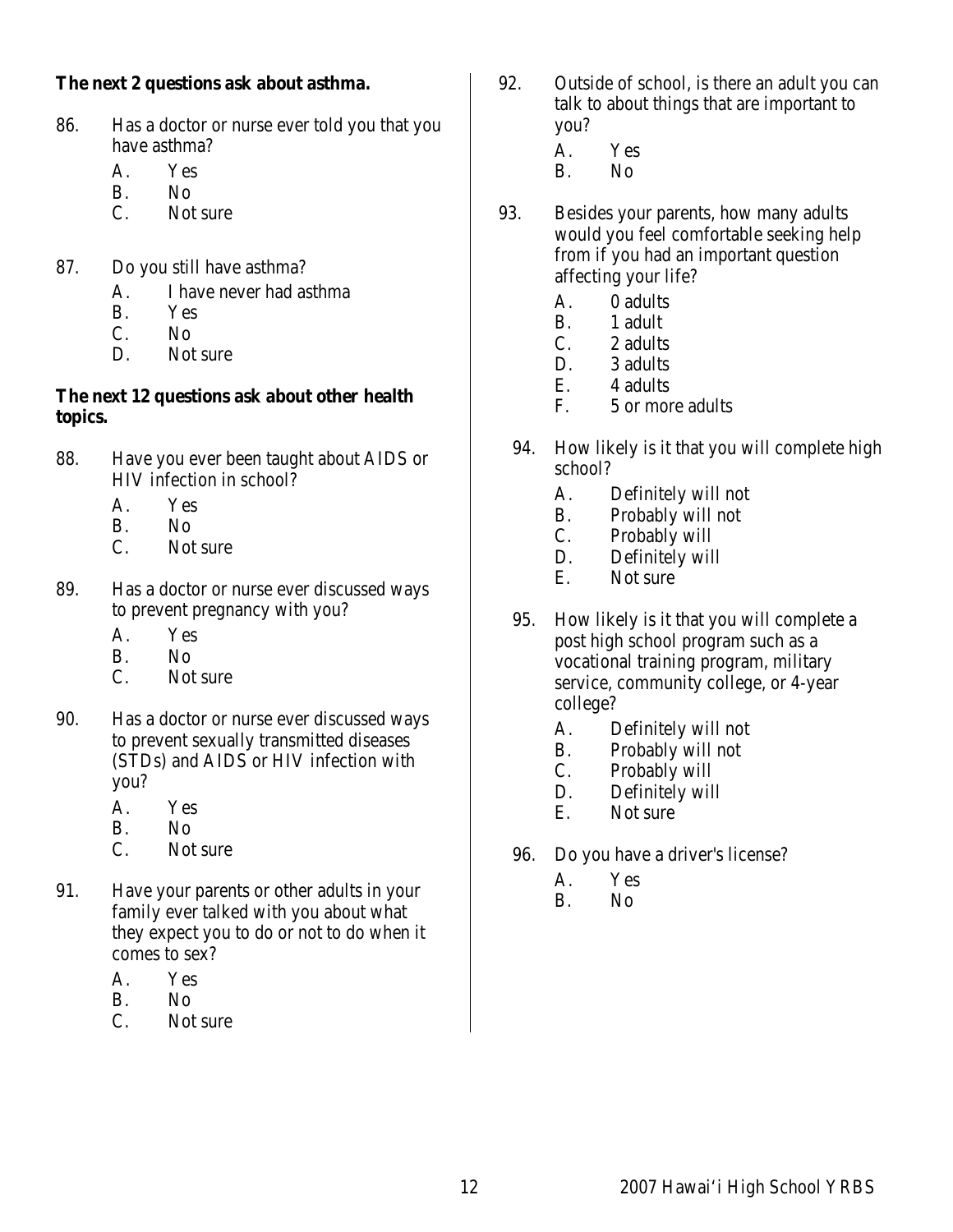**The next 2 questions ask about asthma.**

86. Has a doctor or nurse ever told you that you have asthma?
    - A. Yes
    - B. No
    - C. Not sure

87. Do you still have asthma?
    - A. I have never had asthma
    - B. Yes
    - C. No
    - D. Not sure

**The next 12 questions ask about other health topics.**

88. Have you ever been taught about AIDS or HIV infection in school?
    - A. Yes
    - B. No
    - C. Not sure

89. Has a doctor or nurse ever discussed ways to prevent pregnancy with you?
    - A. Yes
    - B. No
    - C. Not sure

90. Has a doctor or nurse ever discussed ways to prevent sexually transmitted diseases (STDs) and AIDS or HIV infection with you?
    - A. Yes
    - B. No
    - C. Not sure

91. Have your parents or other adults in your family ever talked with you about what they expect you to do or not to do when it comes to sex?
    - A. Yes
    - B. No
    - C. Not sure

92. Outside of school, is there an adult you can talk to about things that are important to you?
    - A. Yes
    - B. No

93. Besides your parents, how many adults would you feel comfortable seeking help from if you had an important question affecting your life?
    - A. 0 adults
    - B. 1 adult
    - C. 2 adults
    - D. 3 adults
    - E. 4 adults
    - F. 5 or more adults

94. How likely is it that you will complete high school?
    - A. Definitely will not
    - B. Probably will not
    - C. Probably will
    - D. Definitely will
    - E. Not sure

95. How likely is it that you will complete a post high school program such as a vocational training program, military service, community college, or 4-year college?
    - A. Definitely will not
    - B. Probably will not
    - C. Probably will
    - D. Definitely will
    - E. Not sure

96. Do you have a driver's license?
    - A. Yes
    - B. No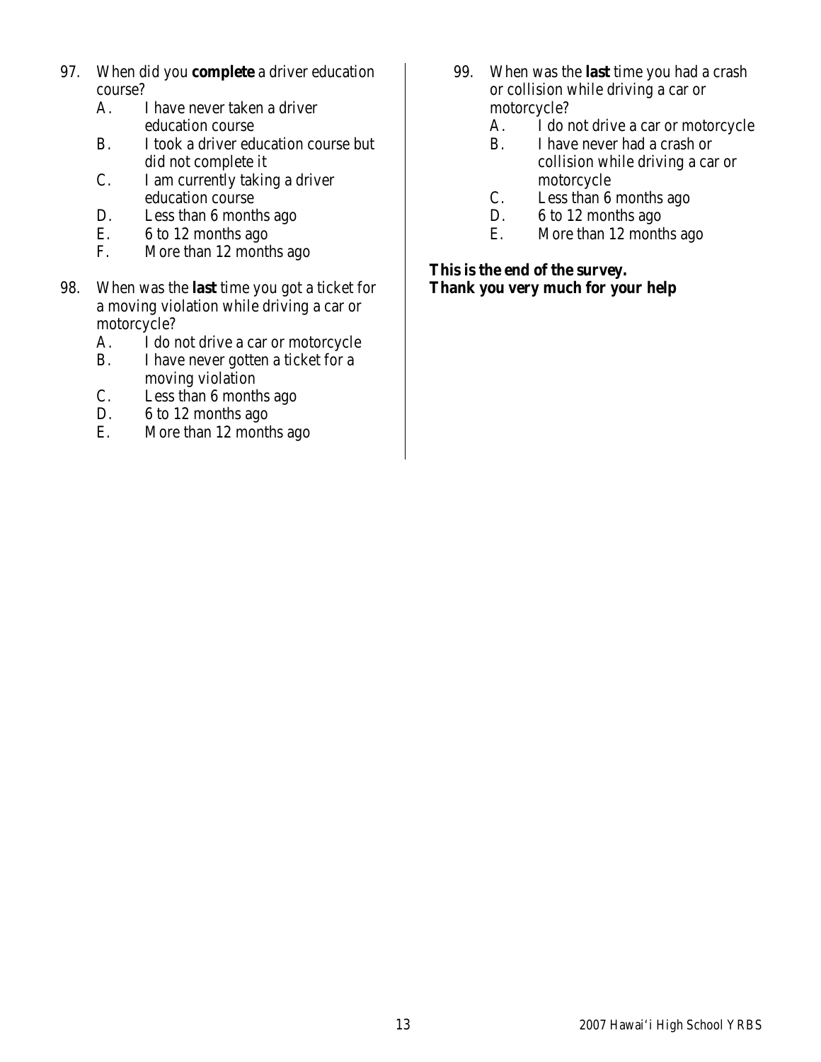97. When did you **complete** a driver education course?
    A. I have never taken a driver education course
    B. I took a driver education course but did not complete it
    C. I am currently taking a driver education course
    D. Less than 6 months ago
    E. 6 to 12 months ago
    F. More than 12 months ago

98. When was the **last** time you got a ticket for a moving violation while driving a car or motorcycle?
    A. I do not drive a car or motorcycle
    B. I have never gotten a ticket for a moving violation
    C. Less than 6 months ago
    D. 6 to 12 months ago
    E. More than 12 months ago

99. When was the **last** time you had a crash or collision while driving a car or motorcycle?
    A. I do not drive a car or motorcycle
    B. I have never had a crash or collision while driving a car or motorcycle
    C. Less than 6 months ago
    D. 6 to 12 months ago
    E. More than 12 months ago

**This is the end of the survey.**
**Thank you very much for your help**